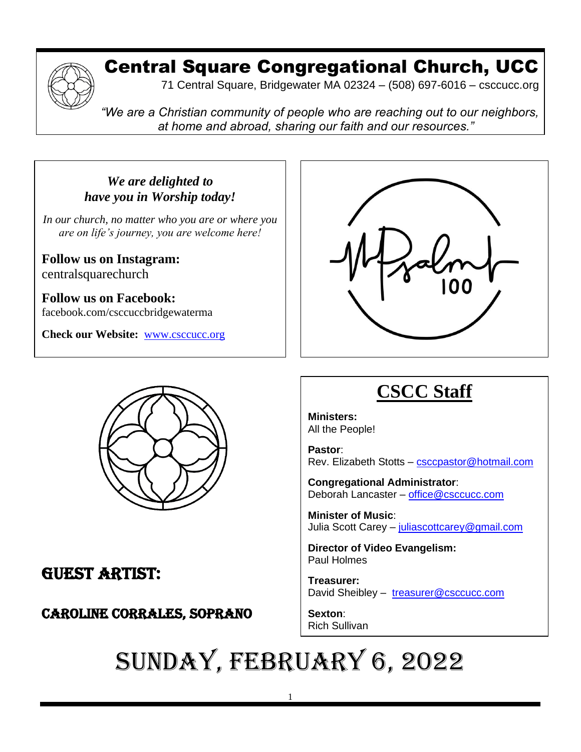# Central Square Congregational Church, UCC

71 Central Square, Bridgewater MA 02324 – (508) 697-6016 – csccucc.org

*"We are a Christian community of people who are reaching out to our neighbors, at home and abroad, sharing our faith and our resources."*

***We are delighted to have you in Worship today!***

*In our church, no matter who you are or where you are on life's journey, you are welcome here!*

**Follow us on Instagram:**
centralsquarechurch

**Follow us on Facebook:**
facebook.com/csccuccbridgewaterma

**Check our Website:** www.csccucc.org

Psalm 100

## Guest Artist:

### Caroline Corrales, Soprano

## CSCC Staff

**Ministers:**
All the People!

**Pastor**:
Rev. Elizabeth Stotts – csccpastor@hotmail.com

**Congregational Administrator**:
Deborah Lancaster – office@csccucc.com

**Minister of Music**:
Julia Scott Carey – juliascottcarey@gmail.com

**Director of Video Evangelism:**
Paul Holmes

**Treasurer:**
David Sheibley – treasurer@csccucc.com

**Sexton**:
Rich Sullivan

# Sunday, February 6, 2022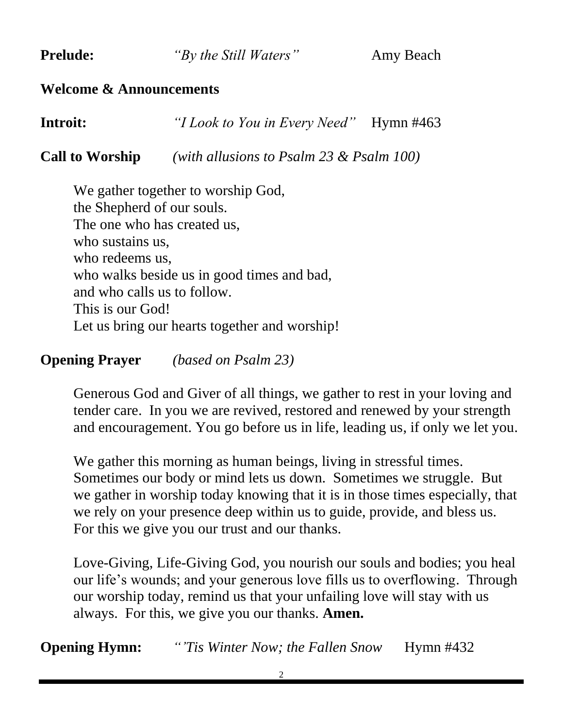**Prelude:** *"By the Still Waters"* Amy Beach

**Welcome & Announcements**

**Introit:** *"I Look to You in Every Need"* Hymn #463

**Call to Worship** *(with allusions to Psalm 23 & Psalm 100)*

We gather together to worship God,
the Shepherd of our souls.
The one who has created us,
who sustains us,
who redeems us,
who walks beside us in good times and bad,
and who calls us to follow.
This is our God!
Let us bring our hearts together and worship!

**Opening Prayer** *(based on Psalm 23)*

Generous God and Giver of all things, we gather to rest in your loving and tender care. In you we are revived, restored and renewed by your strength and encouragement. You go before us in life, leading us, if only we let you.

We gather this morning as human beings, living in stressful times. Sometimes our body or mind lets us down. Sometimes we struggle. But we gather in worship today knowing that it is in those times especially, that we rely on your presence deep within us to guide, provide, and bless us. For this we give you our trust and our thanks.

Love-Giving, Life-Giving God, you nourish our souls and bodies; you heal our life's wounds; and your generous love fills us to overflowing. Through our worship today, remind us that your unfailing love will stay with us always. For this, we give you our thanks. **Amen.**

**Opening Hymn:** *"'Tis Winter Now; the Fallen Snow* Hymn #432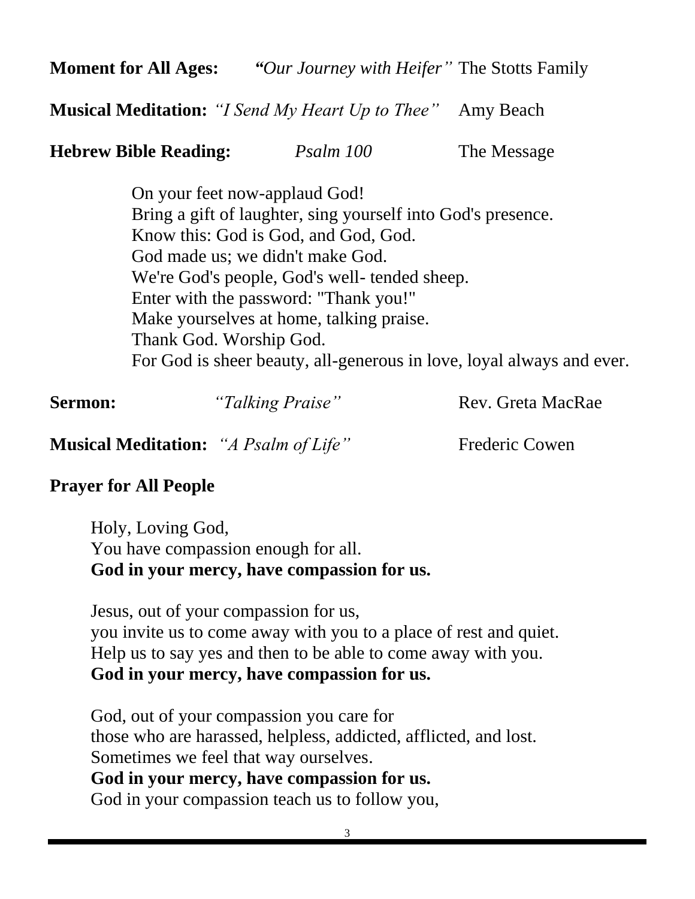**Moment for All Ages:** *"Our Journey with Heifer"* The Stotts Family

**Musical Meditation:** *"I Send My Heart Up to Thee"* Amy Beach

**Hebrew Bible Reading:** *Psalm 100* The Message

On your feet now-applaud God!
Bring a gift of laughter, sing yourself into God's presence.
Know this: God is God, and God, God.
God made us; we didn't make God.
We're God's people, God's well- tended sheep.
Enter with the password: "Thank you!"
Make yourselves at home, talking praise.
Thank God. Worship God.
For God is sheer beauty, all-generous in love, loyal always and ever.

**Sermon:** *"Talking Praise"* Rev. Greta MacRae

**Musical Meditation:** *"A Psalm of Life"* Frederic Cowen

**Prayer for All People**

Holy, Loving God,
You have compassion enough for all.
**God in your mercy, have compassion for us.**

Jesus, out of your compassion for us,
you invite us to come away with you to a place of rest and quiet.
Help us to say yes and then to be able to come away with you.
**God in your mercy, have compassion for us.**

God, out of your compassion you care for
those who are harassed, helpless, addicted, afflicted, and lost.
Sometimes we feel that way ourselves.
**God in your mercy, have compassion for us.**
God in your compassion teach us to follow you,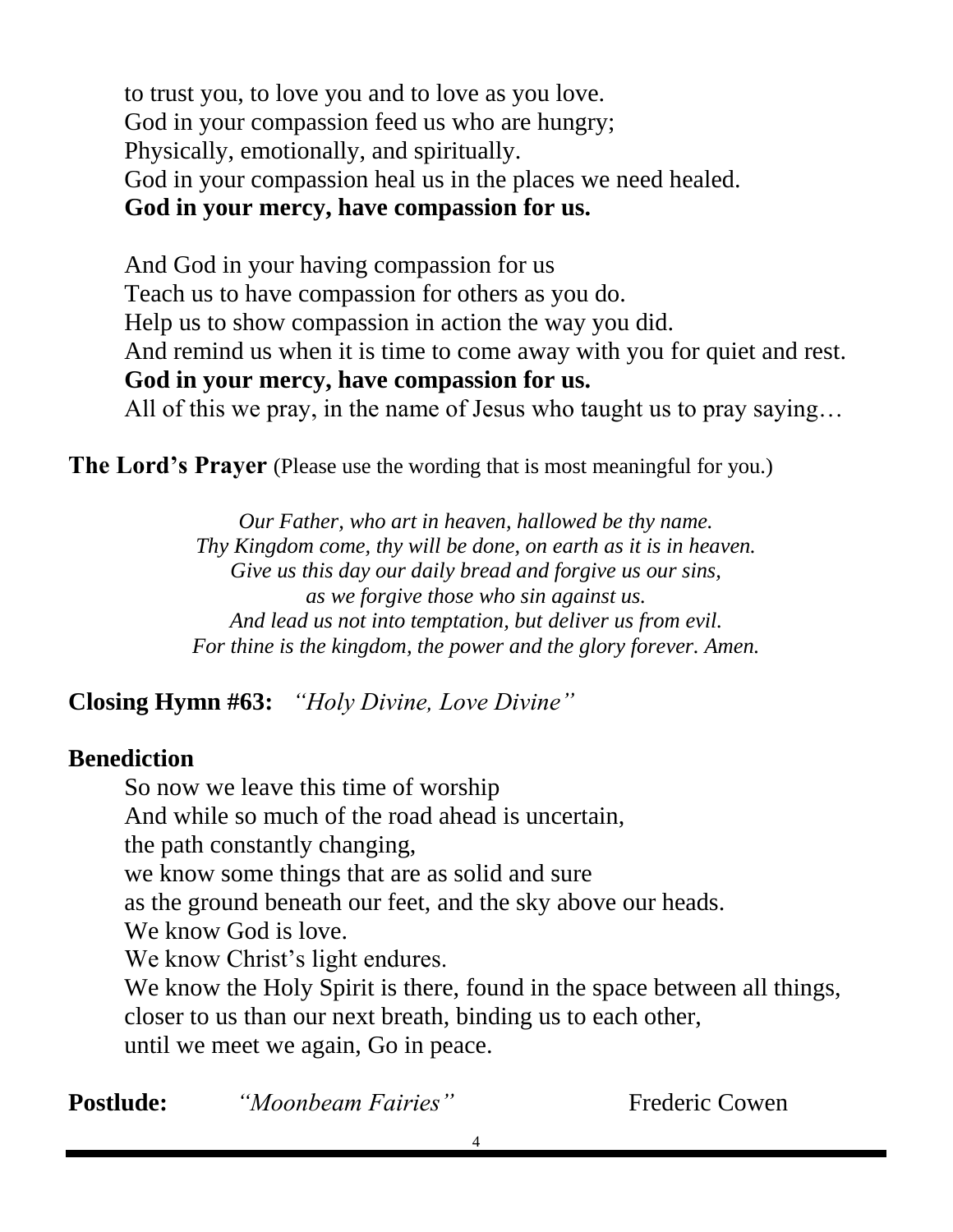to trust you, to love you and to love as you love.
God in your compassion feed us who are hungry;
Physically, emotionally, and spiritually.
God in your compassion heal us in the places we need healed.
**God in your mercy, have compassion for us.**

And God in your having compassion for us
Teach us to have compassion for others as you do.
Help us to show compassion in action the way you did.
And remind us when it is time to come away with you for quiet and rest.
**God in your mercy, have compassion for us.**
All of this we pray, in the name of Jesus who taught us to pray saying…

**The Lord's Prayer** (Please use the wording that is most meaningful for you.)

*Our Father, who art in heaven, hallowed be thy name.*
*Thy Kingdom come, thy will be done, on earth as it is in heaven.*
*Give us this day our daily bread and forgive us our sins,*
*as we forgive those who sin against us.*
*And lead us not into temptation, but deliver us from evil.*
*For thine is the kingdom, the power and the glory forever. Amen.*

**Closing Hymn #63:** *"Holy Divine, Love Divine"*

**Benediction**

So now we leave this time of worship
And while so much of the road ahead is uncertain,
the path constantly changing,
we know some things that are as solid and sure
as the ground beneath our feet, and the sky above our heads.
We know God is love.
We know Christ's light endures.
We know the Holy Spirit is there, found in the space between all things,
closer to us than our next breath, binding us to each other,
until we meet we again, Go in peace.

**Postlude:** *"Moonbeam Fairies"* Frederic Cowen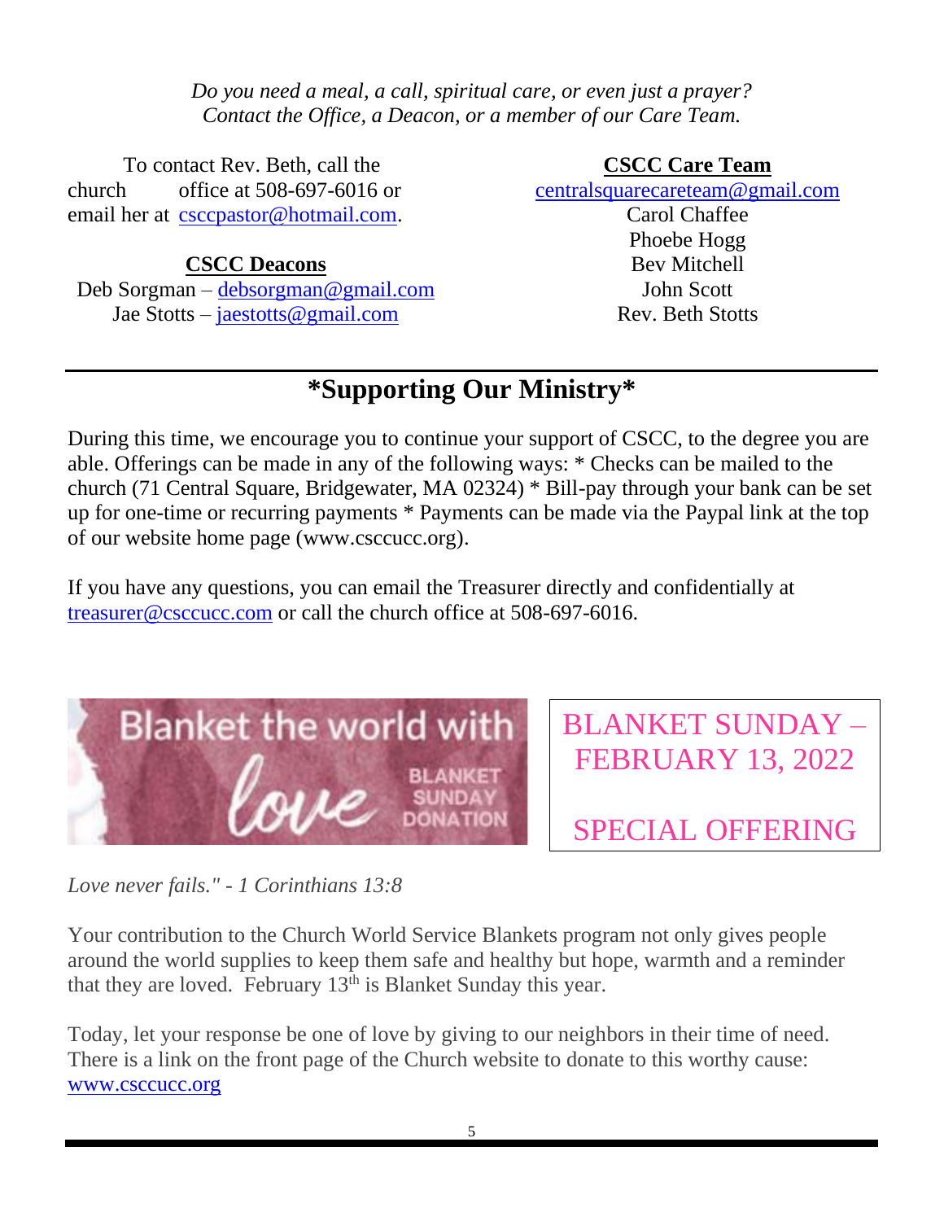*Do you need a meal, a call, spiritual care, or even just a prayer? Contact the Office, a Deacon, or a member of our Care Team.*

To contact Rev. Beth, call the church office at 508-697-6016 or email her at csccpastor@hotmail.com.

**CSCC Deacons**

Deb Sorgman – debsorgman@gmail.com
Jae Stotts – jaestotts@gmail.com

**CSCC Care Team**

centralsquarecareteam@gmail.com
Carol Chaffee
Phoebe Hogg
Bev Mitchell
John Scott
Rev. Beth Stotts

## *Supporting Our Ministry*

During this time, we encourage you to continue your support of CSCC, to the degree you are able. Offerings can be made in any of the following ways: * Checks can be mailed to the church (71 Central Square, Bridgewater, MA 02324) * Bill-pay through your bank can be set up for one-time or recurring payments * Payments can be made via the Paypal link at the top of our website home page (www.csccucc.org).

If you have any questions, you can email the Treasurer directly and confidentially at treasurer@csccucc.com or call the church office at 508-697-6016.

Blanket the world with love — BLANKET SUNDAY DONATION

BLANKET SUNDAY – FEBRUARY 13, 2022

SPECIAL OFFERING

*Love never fails." - 1 Corinthians 13:8*

Your contribution to the Church World Service Blankets program not only gives people around the world supplies to keep them safe and healthy but hope, warmth and a reminder that they are loved. February 13th is Blanket Sunday this year.

Today, let your response be one of love by giving to our neighbors in their time of need. There is a link on the front page of the Church website to donate to this worthy cause: www.csccucc.org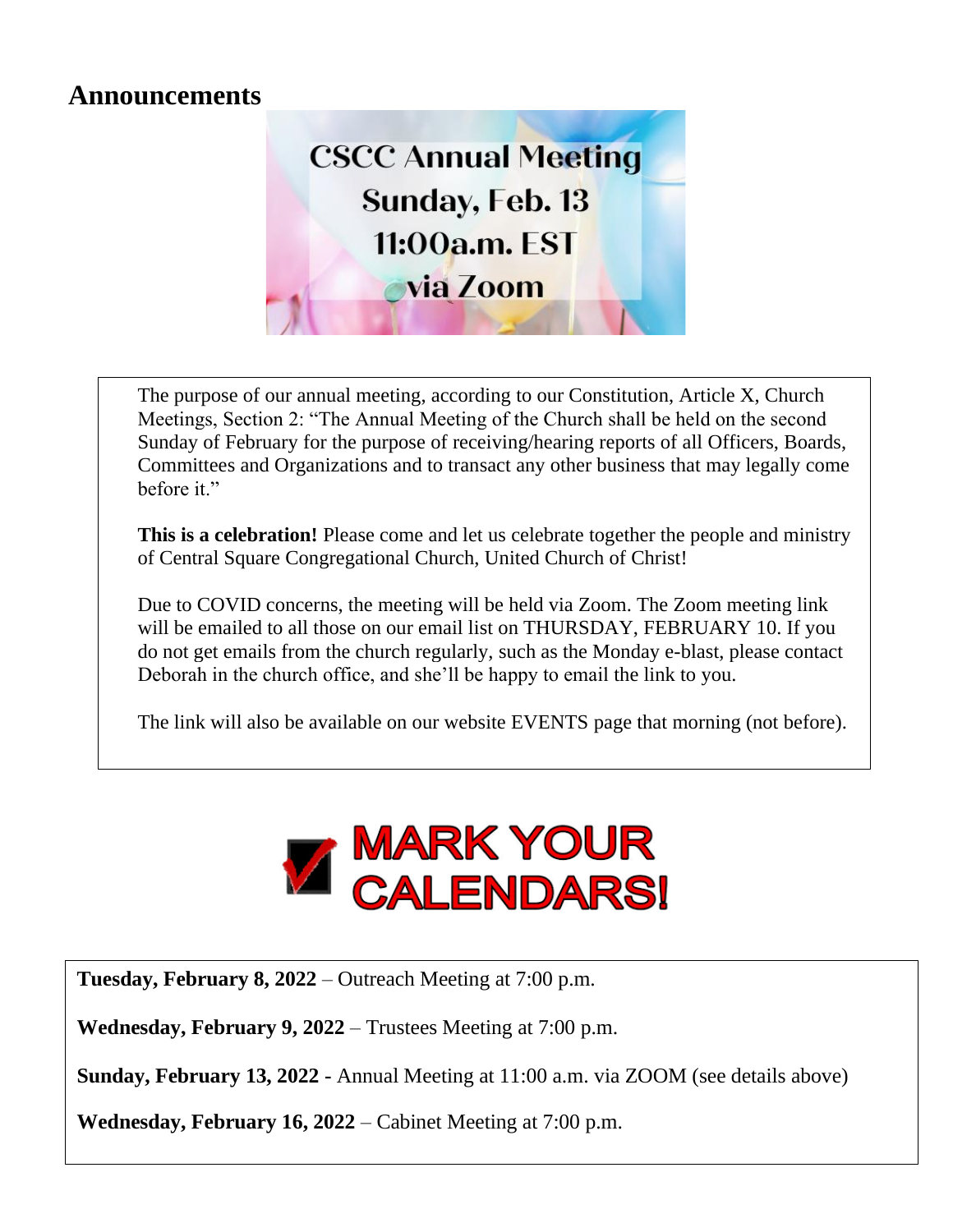# Announcements

CSCC Annual Meeting
Sunday, Feb. 13
11:00a.m. EST
via Zoom

The purpose of our annual meeting, according to our Constitution, Article X, Church Meetings, Section 2: "The Annual Meeting of the Church shall be held on the second Sunday of February for the purpose of receiving/hearing reports of all Officers, Boards, Committees and Organizations and to transact any other business that may legally come before it."

**This is a celebration!** Please come and let us celebrate together the people and ministry of Central Square Congregational Church, United Church of Christ!

Due to COVID concerns, the meeting will be held via Zoom. The Zoom meeting link will be emailed to all those on our email list on THURSDAY, FEBRUARY 10. If you do not get emails from the church regularly, such as the Monday e-blast, please contact Deborah in the church office, and she'll be happy to email the link to you.

The link will also be available on our website EVENTS page that morning (not before).

## MARK YOUR CALENDARS!

**Tuesday, February 8, 2022** – Outreach Meeting at 7:00 p.m.

**Wednesday, February 9, 2022** – Trustees Meeting at 7:00 p.m.

**Sunday, February 13, 2022 -** Annual Meeting at 11:00 a.m. via ZOOM (see details above)

**Wednesday, February 16, 2022** – Cabinet Meeting at 7:00 p.m.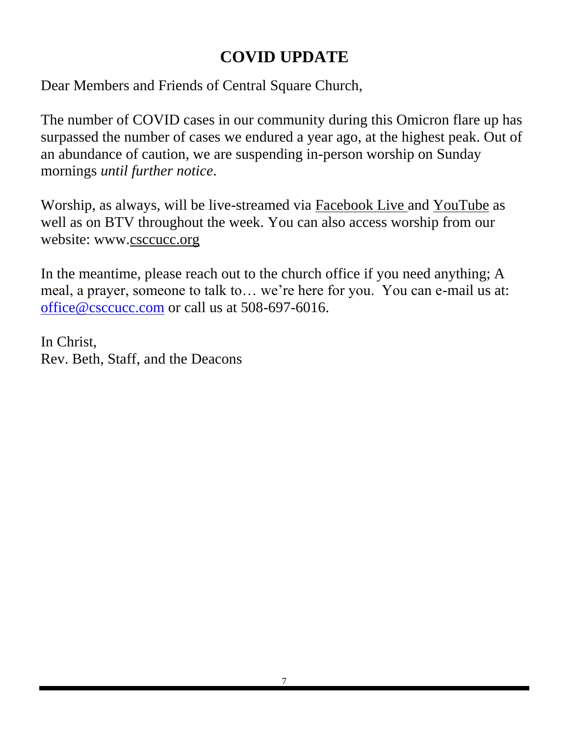# COVID UPDATE

Dear Members and Friends of Central Square Church,

The number of COVID cases in our community during this Omicron flare up has surpassed the number of cases we endured a year ago, at the highest peak. Out of an abundance of caution, we are suspending in-person worship on Sunday mornings *until further notice*.

Worship, as always, will be live-streamed via Facebook Live and YouTube as well as on BTV throughout the week. You can also access worship from our website: www.csccucc.org

In the meantime, please reach out to the church office if you need anything; A meal, a prayer, someone to talk to… we're here for you. You can e-mail us at: office@csccucc.com or call us at 508-697-6016.

In Christ,
Rev. Beth, Staff, and the Deacons